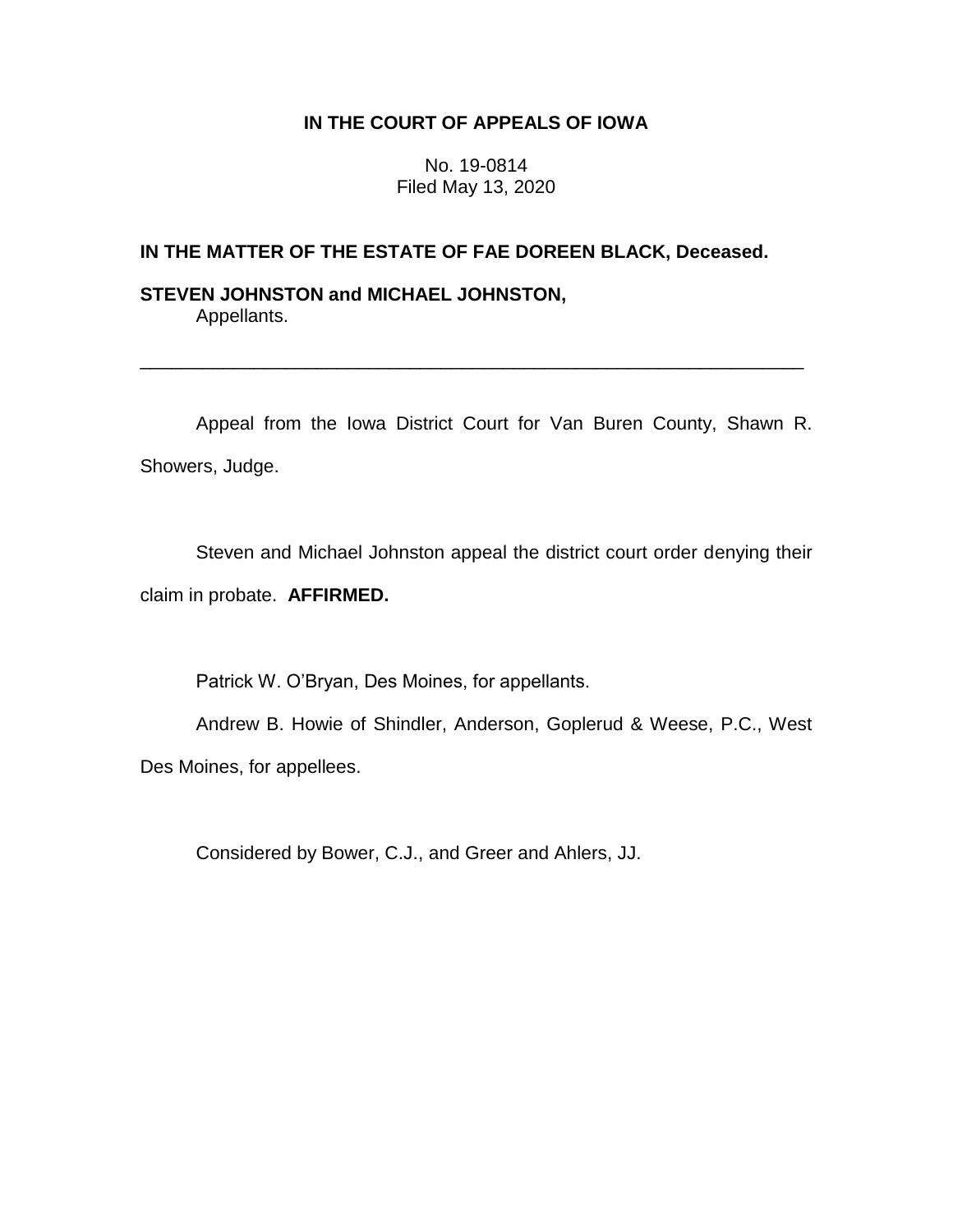**IN THE COURT OF APPEALS OF IOWA**

No. 19-0814
Filed May 13, 2020

**IN THE MATTER OF THE ESTATE OF FAE DOREEN BLACK, Deceased.**

**STEVEN JOHNSTON and MICHAEL JOHNSTON,**
Appellants.

---

Appeal from the Iowa District Court for Van Buren County, Shawn R. Showers, Judge.

Steven and Michael Johnston appeal the district court order denying their claim in probate. **AFFIRMED.**

Patrick W. O'Bryan, Des Moines, for appellants.

Andrew B. Howie of Shindler, Anderson, Goplerud & Weese, P.C., West Des Moines, for appellees.

Considered by Bower, C.J., and Greer and Ahlers, JJ.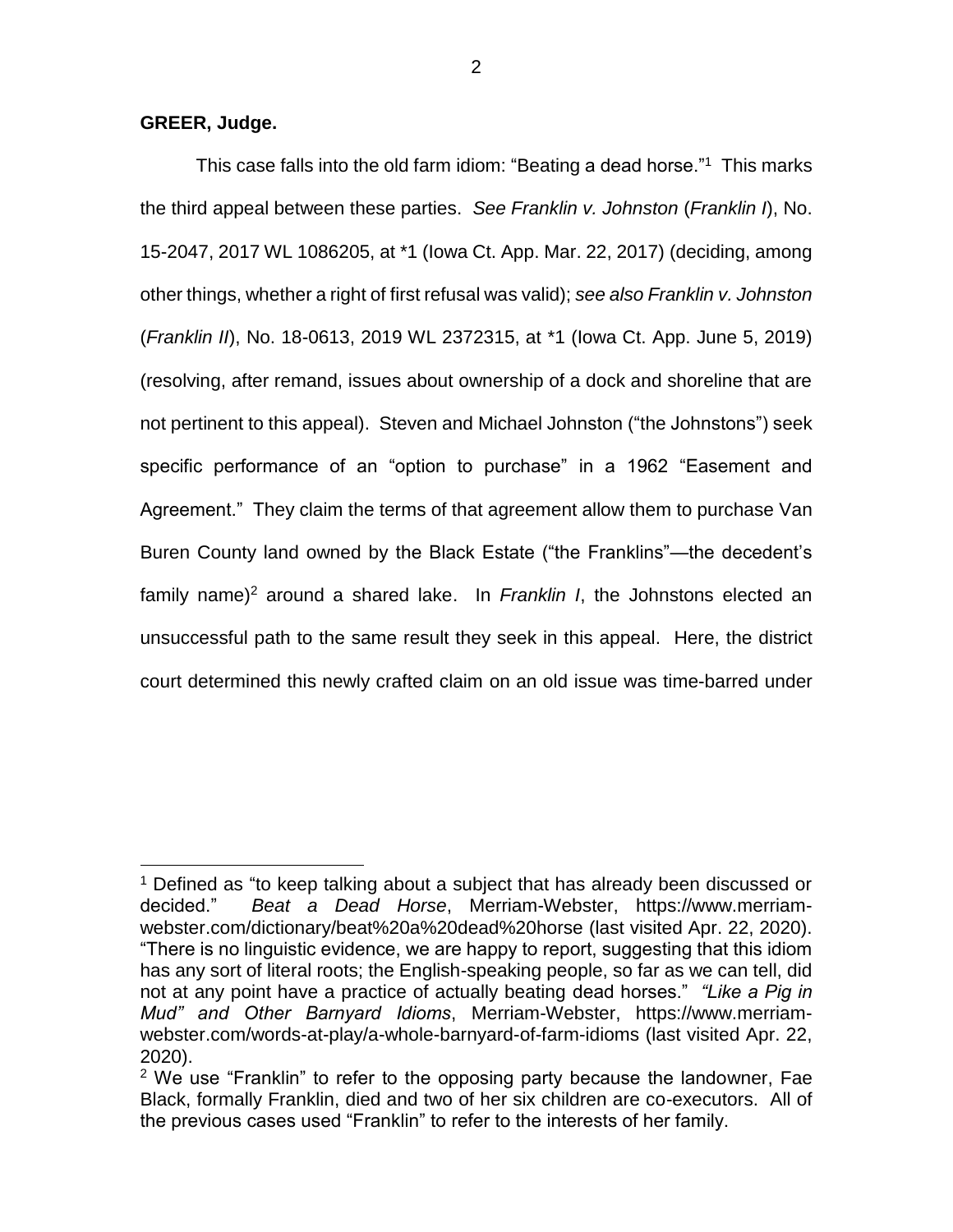**GREER, Judge.**

This case falls into the old farm idiom: "Beating a dead horse."[1] This marks the third appeal between these parties. *See Franklin v. Johnston* (*Franklin I*), No. 15-2047, 2017 WL 1086205, at *1 (Iowa Ct. App. Mar. 22, 2017) (deciding, among other things, whether a right of first refusal was valid); *see also Franklin v. Johnston* (*Franklin II*), No. 18-0613, 2019 WL 2372315, at *1 (Iowa Ct. App. June 5, 2019) (resolving, after remand, issues about ownership of a dock and shoreline that are not pertinent to this appeal). Steven and Michael Johnston ("the Johnstons") seek specific performance of an "option to purchase" in a 1962 "Easement and Agreement." They claim the terms of that agreement allow them to purchase Van Buren County land owned by the Black Estate ("the Franklins"—the decedent's family name)[2] around a shared lake. In *Franklin I*, the Johnstons elected an unsuccessful path to the same result they seek in this appeal. Here, the district court determined this newly crafted claim on an old issue was time-barred under

---

[1] Defined as "to keep talking about a subject that has already been discussed or decided." *Beat a Dead Horse*, Merriam-Webster, https://www.merriam-webster.com/dictionary/beat%20a%20dead%20horse (last visited Apr. 22, 2020). "There is no linguistic evidence, we are happy to report, suggesting that this idiom has any sort of literal roots; the English-speaking people, so far as we can tell, did not at any point have a practice of actually beating dead horses." *"Like a Pig in Mud" and Other Barnyard Idioms*, Merriam-Webster, https://www.merriam-webster.com/words-at-play/a-whole-barnyard-of-farm-idioms (last visited Apr. 22, 2020).

[2] We use "Franklin" to refer to the opposing party because the landowner, Fae Black, formally Franklin, died and two of her six children are co-executors. All of the previous cases used "Franklin" to refer to the interests of her family.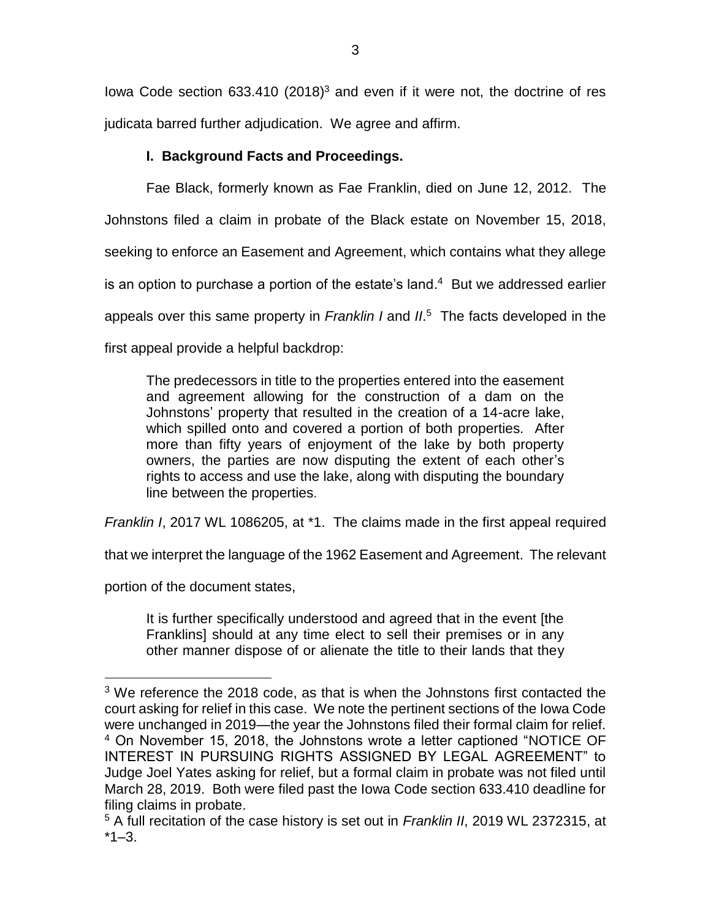Iowa Code section 633.410 (2018)[3] and even if it were not, the doctrine of res judicata barred further adjudication. We agree and affirm.

### I. Background Facts and Proceedings.

Fae Black, formerly known as Fae Franklin, died on June 12, 2012. The Johnstons filed a claim in probate of the Black estate on November 15, 2018, seeking to enforce an Easement and Agreement, which contains what they allege is an option to purchase a portion of the estate's land.[4] But we addressed earlier appeals over this same property in *Franklin I* and *II*.[5] The facts developed in the first appeal provide a helpful backdrop:

> The predecessors in title to the properties entered into the easement and agreement allowing for the construction of a dam on the Johnstons' property that resulted in the creation of a 14-acre lake, which spilled onto and covered a portion of both properties. After more than fifty years of enjoyment of the lake by both property owners, the parties are now disputing the extent of each other's rights to access and use the lake, along with disputing the boundary line between the properties.

*Franklin I*, 2017 WL 1086205, at *1. The claims made in the first appeal required that we interpret the language of the 1962 Easement and Agreement. The relevant portion of the document states,

> It is further specifically understood and agreed that in the event [the Franklins] should at any time elect to sell their premises or in any other manner dispose of or alienate the title to their lands that they

---

[3] We reference the 2018 code, as that is when the Johnstons first contacted the court asking for relief in this case. We note the pertinent sections of the Iowa Code were unchanged in 2019—the year the Johnstons filed their formal claim for relief.

[4] On November 15, 2018, the Johnstons wrote a letter captioned "NOTICE OF INTEREST IN PURSUING RIGHTS ASSIGNED BY LEGAL AGREEMENT" to Judge Joel Yates asking for relief, but a formal claim in probate was not filed until March 28, 2019. Both were filed past the Iowa Code section 633.410 deadline for filing claims in probate.

[5] A full recitation of the case history is set out in *Franklin II*, 2019 WL 2372315, at *1–3.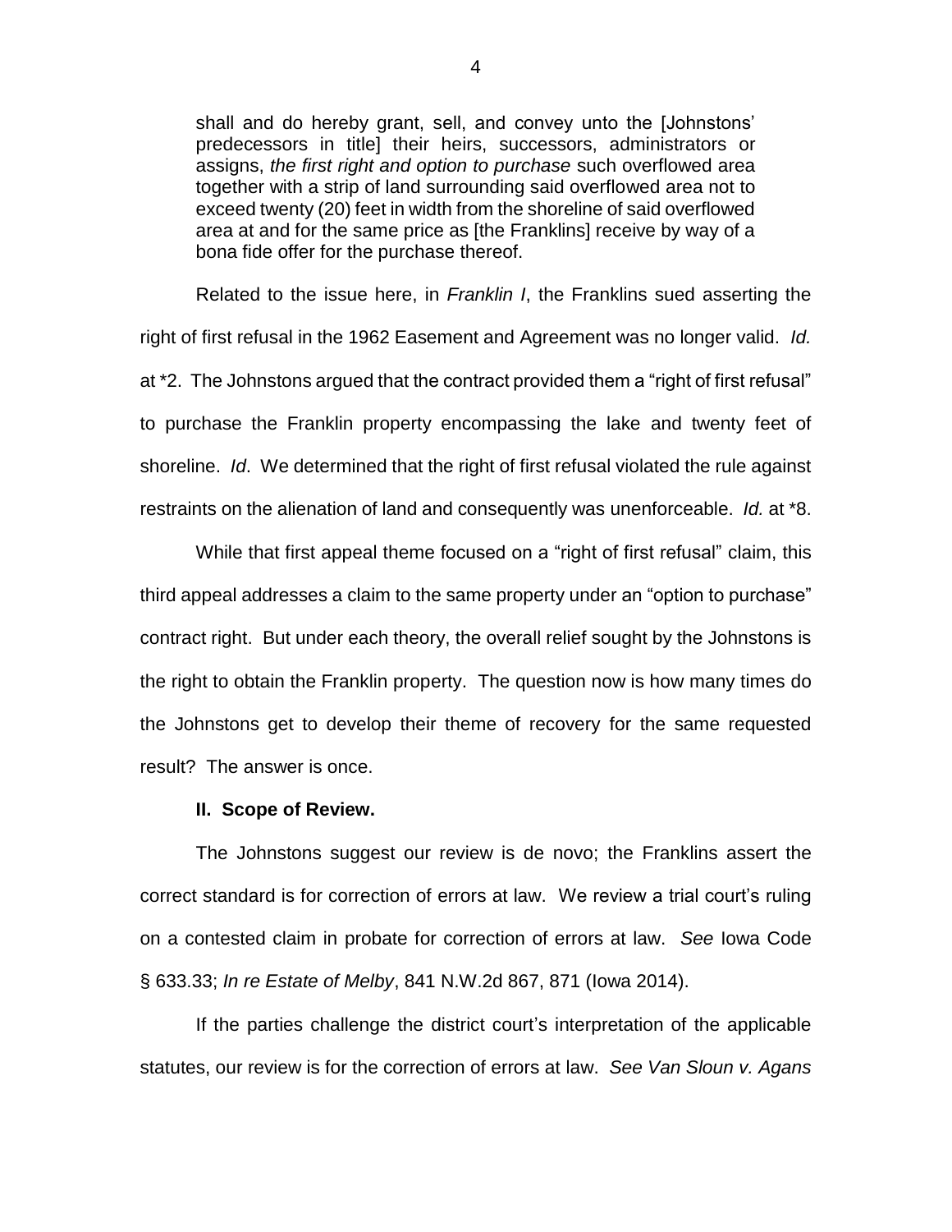> shall and do hereby grant, sell, and convey unto the [Johnstons' predecessors in title] their heirs, successors, administrators or assigns, *the first right and option to purchase* such overflowed area together with a strip of land surrounding said overflowed area not to exceed twenty (20) feet in width from the shoreline of said overflowed area at and for the same price as [the Franklins] receive by way of a bona fide offer for the purchase thereof.

Related to the issue here, in *Franklin I*, the Franklins sued asserting the right of first refusal in the 1962 Easement and Agreement was no longer valid. *Id.* at *2. The Johnstons argued that the contract provided them a "right of first refusal" to purchase the Franklin property encompassing the lake and twenty feet of shoreline. *Id*. We determined that the right of first refusal violated the rule against restraints on the alienation of land and consequently was unenforceable. *Id.* at *8.

While that first appeal theme focused on a "right of first refusal" claim, this third appeal addresses a claim to the same property under an "option to purchase" contract right. But under each theory, the overall relief sought by the Johnstons is the right to obtain the Franklin property. The question now is how many times do the Johnstons get to develop their theme of recovery for the same requested result? The answer is once.

## II. Scope of Review.

The Johnstons suggest our review is de novo; the Franklins assert the correct standard is for correction of errors at law. We review a trial court's ruling on a contested claim in probate for correction of errors at law. *See* Iowa Code § 633.33; *In re Estate of Melby*, 841 N.W.2d 867, 871 (Iowa 2014).

If the parties challenge the district court's interpretation of the applicable statutes, our review is for the correction of errors at law. *See Van Sloun v. Agans*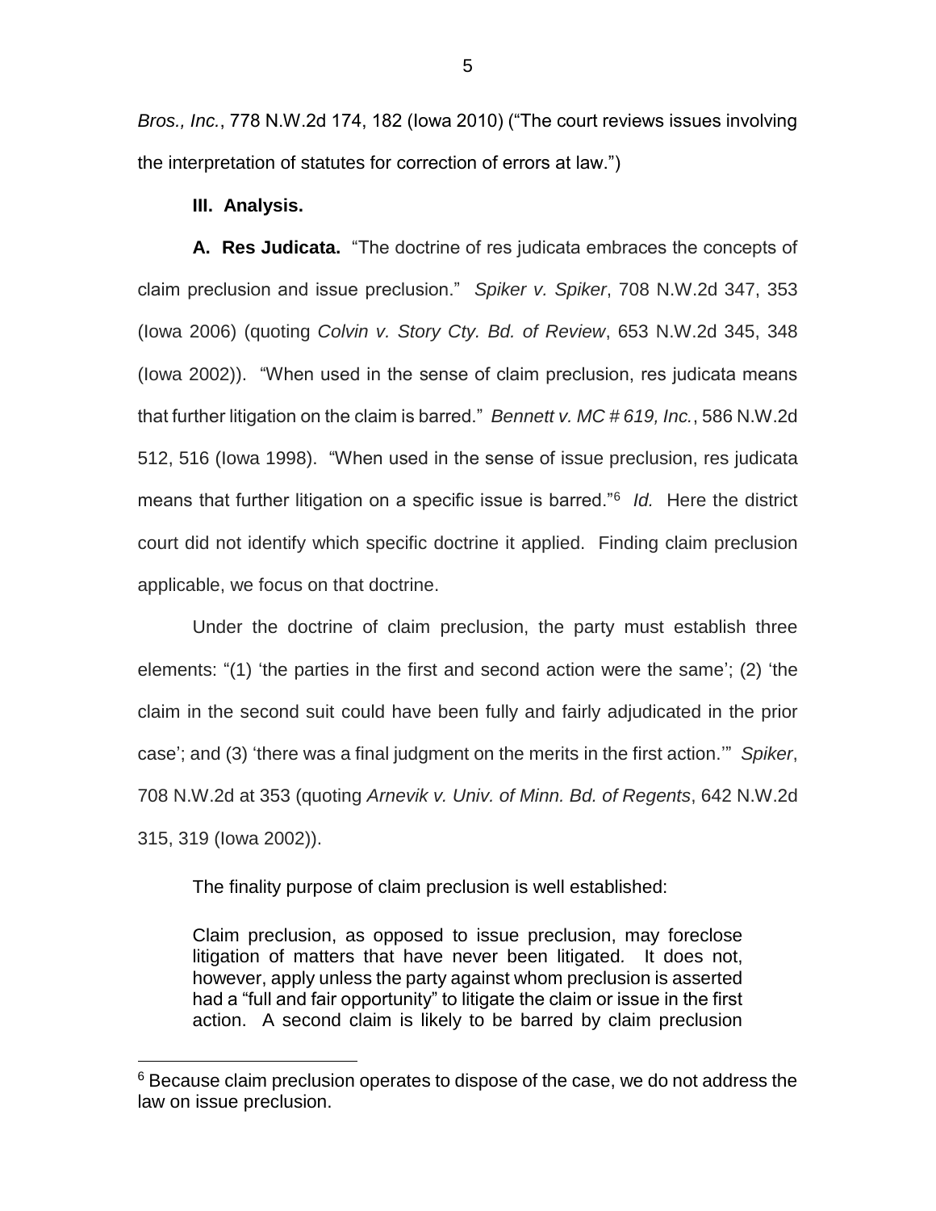*Bros., Inc.*, 778 N.W.2d 174, 182 (Iowa 2010) ("The court reviews issues involving the interpretation of statutes for correction of errors at law.")

**III. Analysis.**

**A. Res Judicata.** "The doctrine of res judicata embraces the concepts of claim preclusion and issue preclusion." *Spiker v. Spiker*, 708 N.W.2d 347, 353 (Iowa 2006) (quoting *Colvin v. Story Cty. Bd. of Review*, 653 N.W.2d 345, 348 (Iowa 2002)). "When used in the sense of claim preclusion, res judicata means that further litigation on the claim is barred." *Bennett v. MC # 619, Inc.*, 586 N.W.2d 512, 516 (Iowa 1998). "When used in the sense of issue preclusion, res judicata means that further litigation on a specific issue is barred."[6] *Id.* Here the district court did not identify which specific doctrine it applied. Finding claim preclusion applicable, we focus on that doctrine.

Under the doctrine of claim preclusion, the party must establish three elements: "(1) 'the parties in the first and second action were the same'; (2) 'the claim in the second suit could have been fully and fairly adjudicated in the prior case'; and (3) 'there was a final judgment on the merits in the first action.'" *Spiker*, 708 N.W.2d at 353 (quoting *Arnevik v. Univ. of Minn. Bd. of Regents*, 642 N.W.2d 315, 319 (Iowa 2002)).

The finality purpose of claim preclusion is well established:

> Claim preclusion, as opposed to issue preclusion, may foreclose litigation of matters that have never been litigated. It does not, however, apply unless the party against whom preclusion is asserted had a "full and fair opportunity" to litigate the claim or issue in the first action. A second claim is likely to be barred by claim preclusion

[6] Because claim preclusion operates to dispose of the case, we do not address the law on issue preclusion.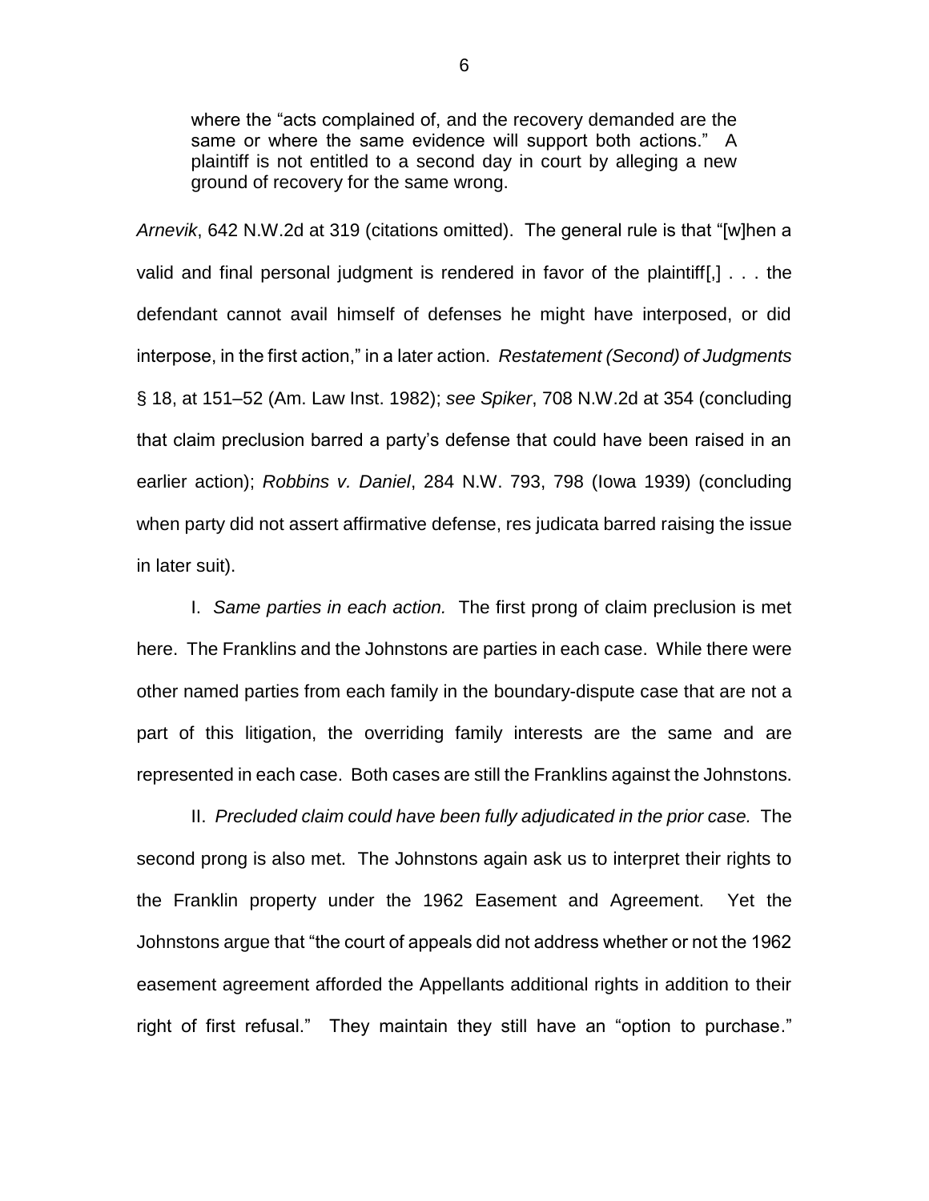> where the "acts complained of, and the recovery demanded are the same or where the same evidence will support both actions." A plaintiff is not entitled to a second day in court by alleging a new ground of recovery for the same wrong.

*Arnevik*, 642 N.W.2d at 319 (citations omitted). The general rule is that "[w]hen a valid and final personal judgment is rendered in favor of the plaintiff[,] . . . the defendant cannot avail himself of defenses he might have interposed, or did interpose, in the first action," in a later action. *Restatement (Second) of Judgments* § 18, at 151–52 (Am. Law Inst. 1982); *see Spiker*, 708 N.W.2d at 354 (concluding that claim preclusion barred a party's defense that could have been raised in an earlier action); *Robbins v. Daniel*, 284 N.W. 793, 798 (Iowa 1939) (concluding when party did not assert affirmative defense, res judicata barred raising the issue in later suit).

I. *Same parties in each action.* The first prong of claim preclusion is met here. The Franklins and the Johnstons are parties in each case. While there were other named parties from each family in the boundary-dispute case that are not a part of this litigation, the overriding family interests are the same and are represented in each case. Both cases are still the Franklins against the Johnstons.

II. *Precluded claim could have been fully adjudicated in the prior case.* The second prong is also met. The Johnstons again ask us to interpret their rights to the Franklin property under the 1962 Easement and Agreement. Yet the Johnstons argue that "the court of appeals did not address whether or not the 1962 easement agreement afforded the Appellants additional rights in addition to their right of first refusal." They maintain they still have an "option to purchase."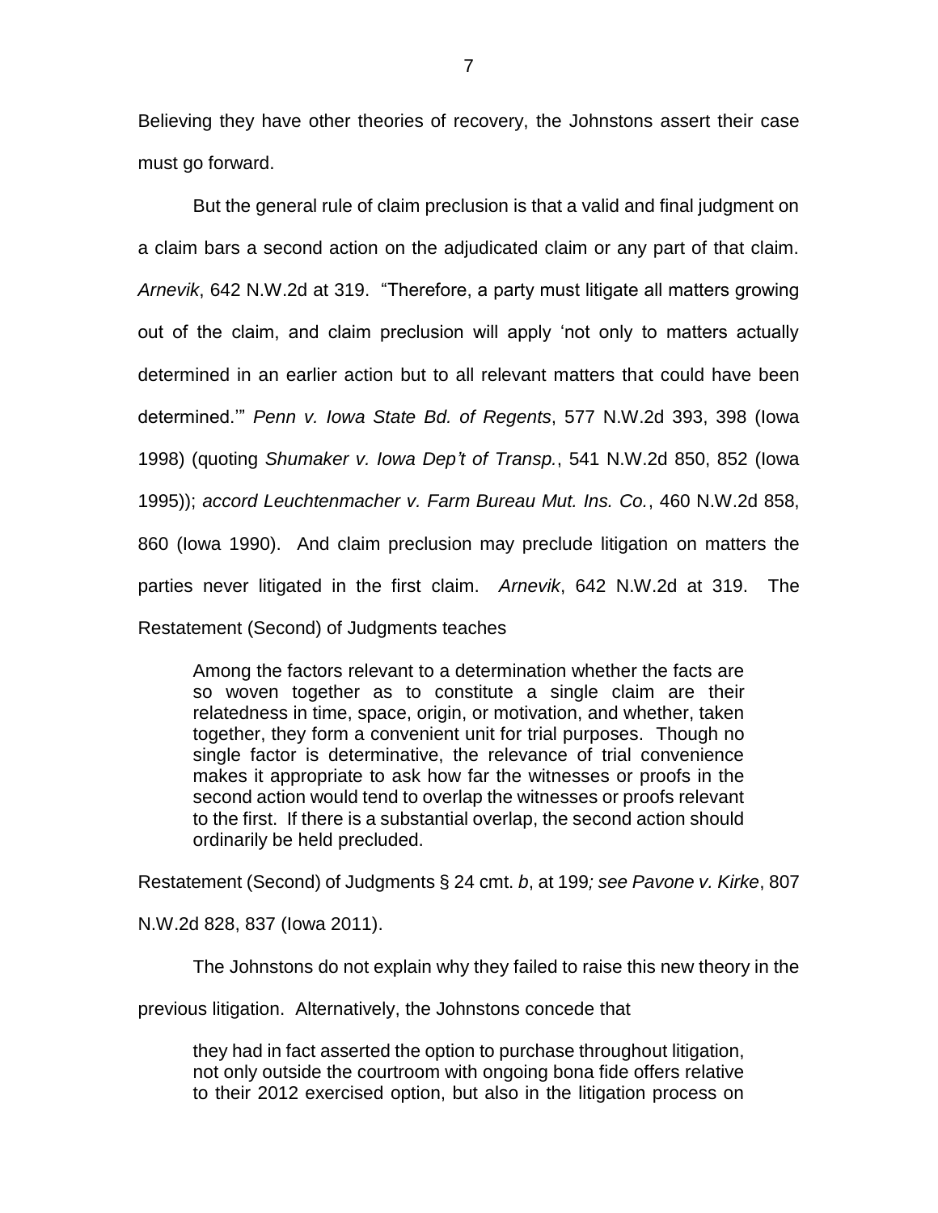Believing they have other theories of recovery, the Johnstons assert their case must go forward.

But the general rule of claim preclusion is that a valid and final judgment on a claim bars a second action on the adjudicated claim or any part of that claim. *Arnevik*, 642 N.W.2d at 319. "Therefore, a party must litigate all matters growing out of the claim, and claim preclusion will apply 'not only to matters actually determined in an earlier action but to all relevant matters that could have been determined.'" *Penn v. Iowa State Bd. of Regents*, 577 N.W.2d 393, 398 (Iowa 1998) (quoting *Shumaker v. Iowa Dep't of Transp.*, 541 N.W.2d 850, 852 (Iowa 1995)); *accord Leuchtenmacher v. Farm Bureau Mut. Ins. Co.*, 460 N.W.2d 858, 860 (Iowa 1990). And claim preclusion may preclude litigation on matters the parties never litigated in the first claim. *Arnevik*, 642 N.W.2d at 319. The Restatement (Second) of Judgments teaches

> Among the factors relevant to a determination whether the facts are so woven together as to constitute a single claim are their relatedness in time, space, origin, or motivation, and whether, taken together, they form a convenient unit for trial purposes. Though no single factor is determinative, the relevance of trial convenience makes it appropriate to ask how far the witnesses or proofs in the second action would tend to overlap the witnesses or proofs relevant to the first. If there is a substantial overlap, the second action should ordinarily be held precluded.

Restatement (Second) of Judgments § 24 cmt. *b*, at 199*; see Pavone v. Kirke*, 807 N.W.2d 828, 837 (Iowa 2011).

The Johnstons do not explain why they failed to raise this new theory in the previous litigation. Alternatively, the Johnstons concede that

> they had in fact asserted the option to purchase throughout litigation, not only outside the courtroom with ongoing bona fide offers relative to their 2012 exercised option, but also in the litigation process on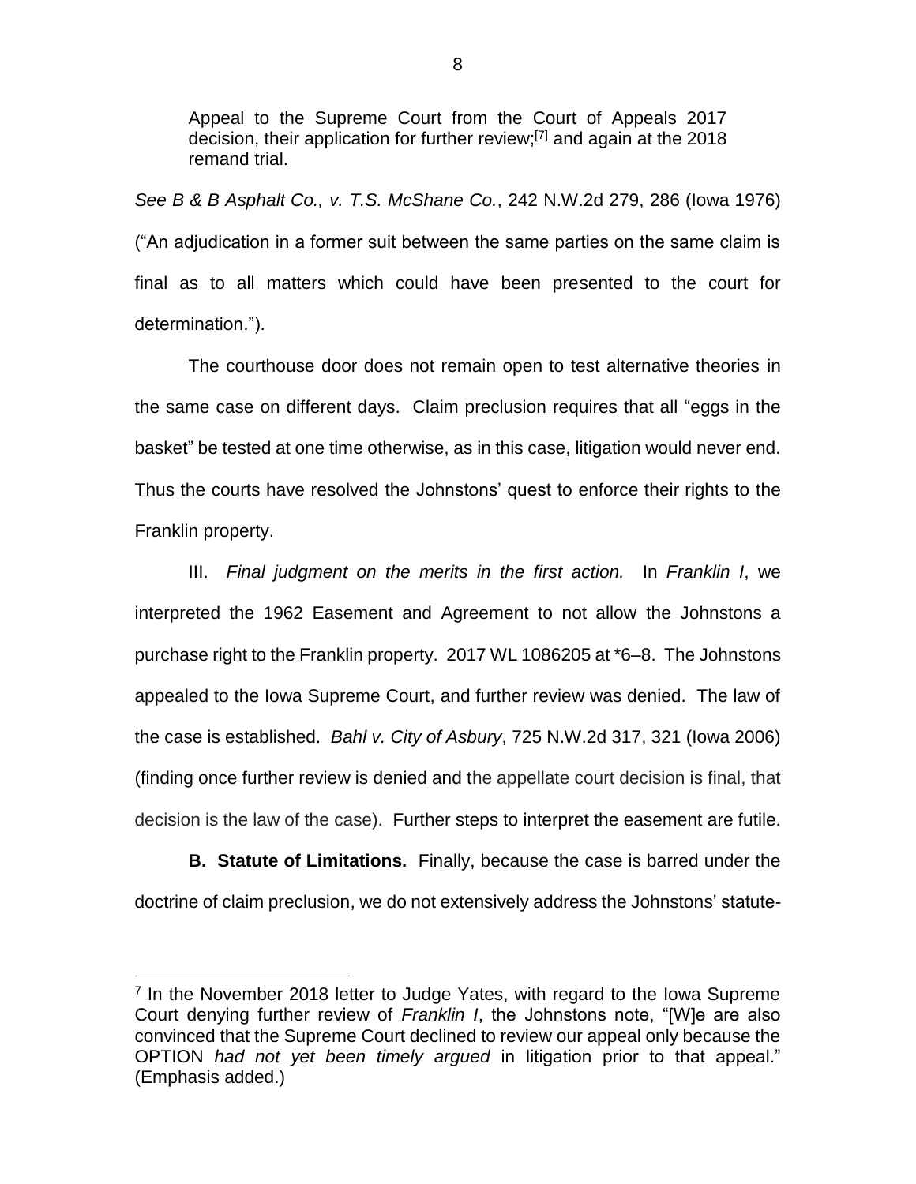Appeal to the Supreme Court from the Court of Appeals 2017 decision, their application for further review;[7] and again at the 2018 remand trial.

*See B & B Asphalt Co., v. T.S. McShane Co.*, 242 N.W.2d 279, 286 (Iowa 1976) ("An adjudication in a former suit between the same parties on the same claim is final as to all matters which could have been presented to the court for determination.").

The courthouse door does not remain open to test alternative theories in the same case on different days. Claim preclusion requires that all "eggs in the basket" be tested at one time otherwise, as in this case, litigation would never end. Thus the courts have resolved the Johnstons' quest to enforce their rights to the Franklin property.

III. *Final judgment on the merits in the first action.* In *Franklin I*, we interpreted the 1962 Easement and Agreement to not allow the Johnstons a purchase right to the Franklin property. 2017 WL 1086205 at *6–8. The Johnstons appealed to the Iowa Supreme Court, and further review was denied. The law of the case is established. *Bahl v. City of Asbury*, 725 N.W.2d 317, 321 (Iowa 2006) (finding once further review is denied and the appellate court decision is final, that decision is the law of the case). Further steps to interpret the easement are futile.

**B. Statute of Limitations.** Finally, because the case is barred under the doctrine of claim preclusion, we do not extensively address the Johnstons' statute-

---

[7] In the November 2018 letter to Judge Yates, with regard to the Iowa Supreme Court denying further review of *Franklin I*, the Johnstons note, "[W]e are also convinced that the Supreme Court declined to review our appeal only because the OPTION *had not yet been timely argued* in litigation prior to that appeal." (Emphasis added.)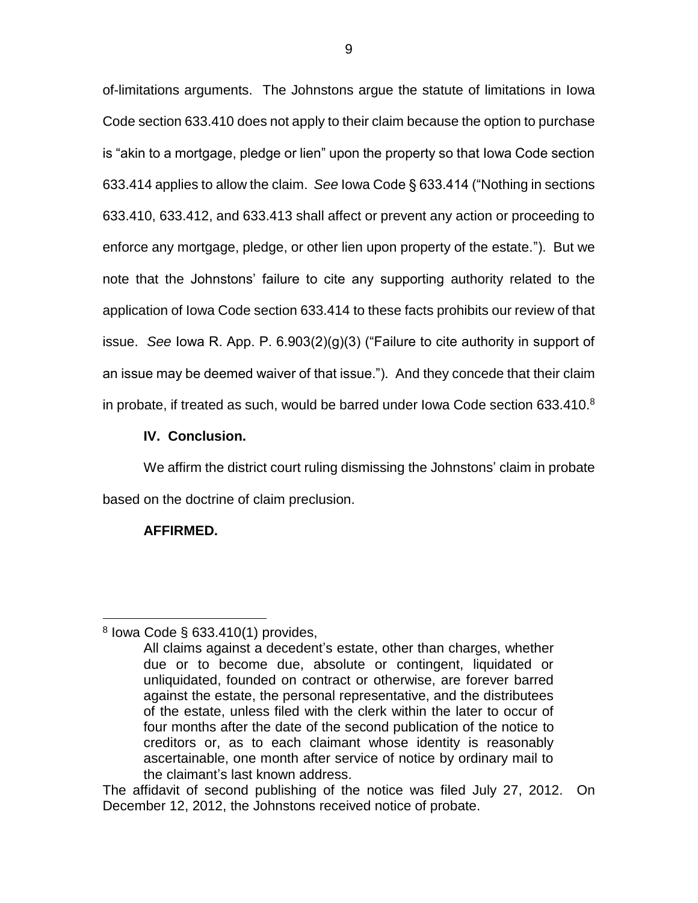of-limitations arguments. The Johnstons argue the statute of limitations in Iowa Code section 633.410 does not apply to their claim because the option to purchase is "akin to a mortgage, pledge or lien" upon the property so that Iowa Code section 633.414 applies to allow the claim. *See* Iowa Code § 633.414 ("Nothing in sections 633.410, 633.412, and 633.413 shall affect or prevent any action or proceeding to enforce any mortgage, pledge, or other lien upon property of the estate."). But we note that the Johnstons' failure to cite any supporting authority related to the application of Iowa Code section 633.414 to these facts prohibits our review of that issue. *See* Iowa R. App. P. 6.903(2)(g)(3) ("Failure to cite authority in support of an issue may be deemed waiver of that issue."). And they concede that their claim in probate, if treated as such, would be barred under Iowa Code section 633.410.[8]

**IV. Conclusion.**

We affirm the district court ruling dismissing the Johnstons' claim in probate based on the doctrine of claim preclusion.

**AFFIRMED.**

---

[8] Iowa Code § 633.410(1) provides,

> All claims against a decedent's estate, other than charges, whether due or to become due, absolute or contingent, liquidated or unliquidated, founded on contract or otherwise, are forever barred against the estate, the personal representative, and the distributees of the estate, unless filed with the clerk within the later to occur of four months after the date of the second publication of the notice to creditors or, as to each claimant whose identity is reasonably ascertainable, one month after service of notice by ordinary mail to the claimant's last known address.

The affidavit of second publishing of the notice was filed July 27, 2012. On December 12, 2012, the Johnstons received notice of probate.